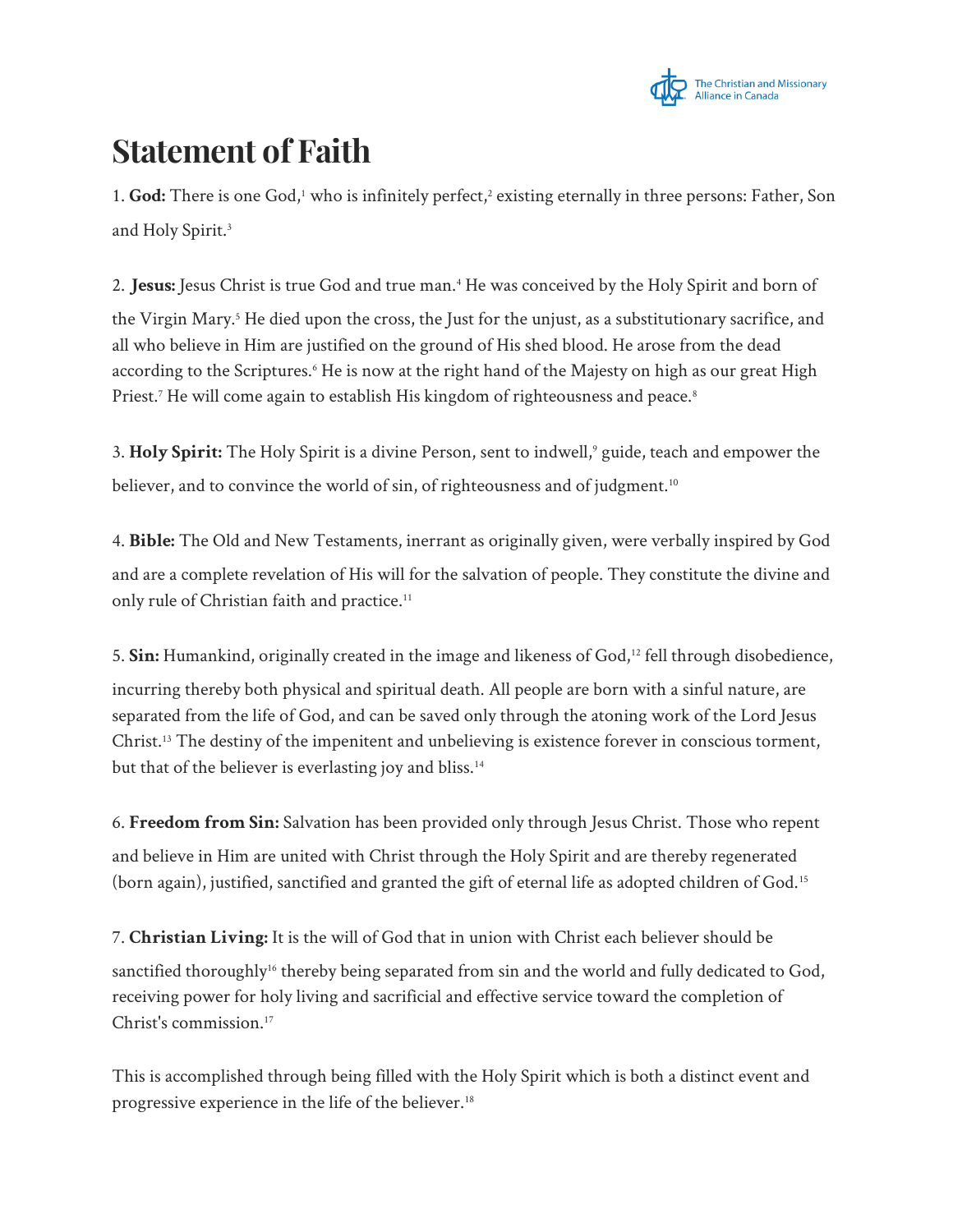# Statement of Faith

1. **God:** There is one God,[1] who is infinitely perfect,[2] existing eternally in three persons: Father, Son and Holy Spirit.[3]

2. **Jesus:** Jesus Christ is true God and true man.[4] He was conceived by the Holy Spirit and born of the Virgin Mary.[5] He died upon the cross, the Just for the unjust, as a substitutionary sacrifice, and all who believe in Him are justified on the ground of His shed blood. He arose from the dead according to the Scriptures.[6] He is now at the right hand of the Majesty on high as our great High Priest.[7] He will come again to establish His kingdom of righteousness and peace.[8]

3. **Holy Spirit:** The Holy Spirit is a divine Person, sent to indwell,[9] guide, teach and empower the believer, and to convince the world of sin, of righteousness and of judgment.[10]

4. **Bible:** The Old and New Testaments, inerrant as originally given, were verbally inspired by God and are a complete revelation of His will for the salvation of people. They constitute the divine and only rule of Christian faith and practice.[11]

5. **Sin:** Humankind, originally created in the image and likeness of God,[12] fell through disobedience, incurring thereby both physical and spiritual death. All people are born with a sinful nature, are separated from the life of God, and can be saved only through the atoning work of the Lord Jesus Christ.[13] The destiny of the impenitent and unbelieving is existence forever in conscious torment, but that of the believer is everlasting joy and bliss.[14]

6. **Freedom from Sin:** Salvation has been provided only through Jesus Christ. Those who repent and believe in Him are united with Christ through the Holy Spirit and are thereby regenerated (born again), justified, sanctified and granted the gift of eternal life as adopted children of God.[15]

7. **Christian Living:** It is the will of God that in union with Christ each believer should be sanctified thoroughly[16] thereby being separated from sin and the world and fully dedicated to God, receiving power for holy living and sacrificial and effective service toward the completion of Christ's commission.[17]

This is accomplished through being filled with the Holy Spirit which is both a distinct event and progressive experience in the life of the believer.[18]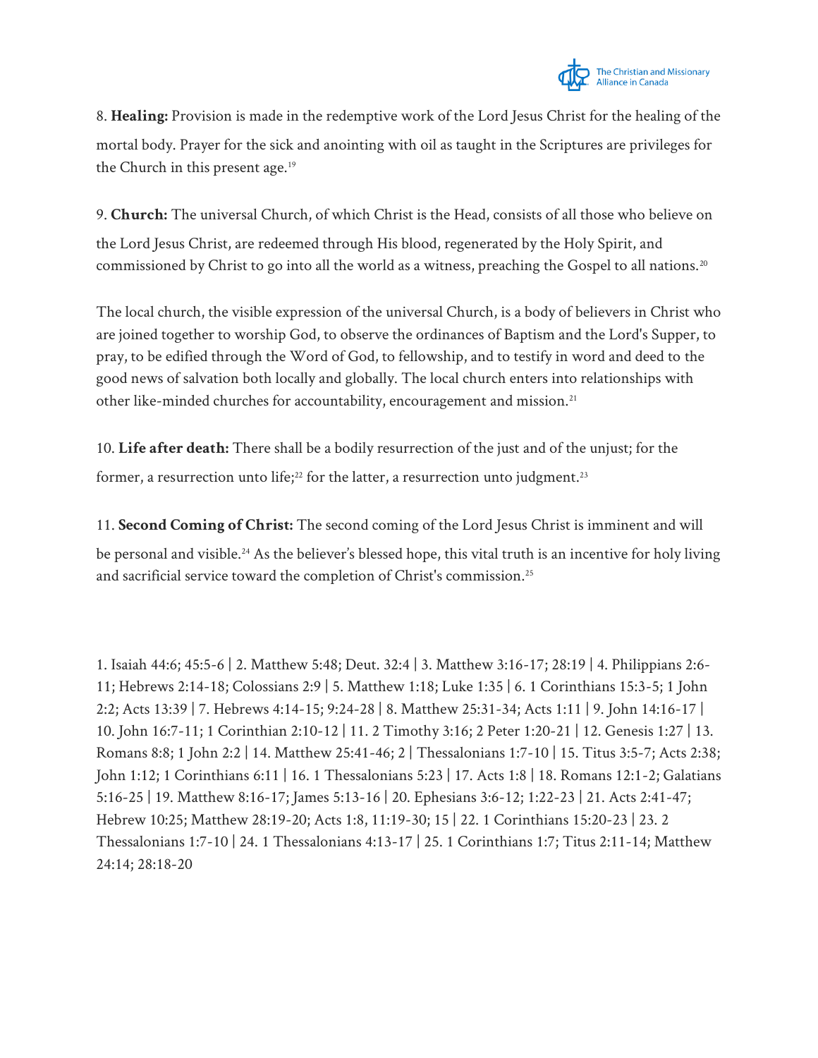8. **Healing:** Provision is made in the redemptive work of the Lord Jesus Christ for the healing of the mortal body. Prayer for the sick and anointing with oil as taught in the Scriptures are privileges for the Church in this present age.[19]

9. **Church:** The universal Church, of which Christ is the Head, consists of all those who believe on the Lord Jesus Christ, are redeemed through His blood, regenerated by the Holy Spirit, and commissioned by Christ to go into all the world as a witness, preaching the Gospel to all nations.[20]

The local church, the visible expression of the universal Church, is a body of believers in Christ who are joined together to worship God, to observe the ordinances of Baptism and the Lord's Supper, to pray, to be edified through the Word of God, to fellowship, and to testify in word and deed to the good news of salvation both locally and globally. The local church enters into relationships with other like-minded churches for accountability, encouragement and mission.[21]

10. **Life after death:** There shall be a bodily resurrection of the just and of the unjust; for the former, a resurrection unto life;[22] for the latter, a resurrection unto judgment.[23]

11. **Second Coming of Christ:** The second coming of the Lord Jesus Christ is imminent and will be personal and visible.[24] As the believer's blessed hope, this vital truth is an incentive for holy living and sacrificial service toward the completion of Christ's commission.[25]

1. Isaiah 44:6; 45:5-6 | 2. Matthew 5:48; Deut. 32:4 | 3. Matthew 3:16-17; 28:19 | 4. Philippians 2:6-11; Hebrews 2:14-18; Colossians 2:9 | 5. Matthew 1:18; Luke 1:35 | 6. 1 Corinthians 15:3-5; 1 John 2:2; Acts 13:39 | 7. Hebrews 4:14-15; 9:24-28 | 8. Matthew 25:31-34; Acts 1:11 | 9. John 14:16-17 | 10. John 16:7-11; 1 Corinthian 2:10-12 | 11. 2 Timothy 3:16; 2 Peter 1:20-21 | 12. Genesis 1:27 | 13. Romans 8:8; 1 John 2:2 | 14. Matthew 25:41-46; 2 | Thessalonians 1:7-10 | 15. Titus 3:5-7; Acts 2:38; John 1:12; 1 Corinthians 6:11 | 16. 1 Thessalonians 5:23 | 17. Acts 1:8 | 18. Romans 12:1-2; Galatians 5:16-25 | 19. Matthew 8:16-17; James 5:13-16 | 20. Ephesians 3:6-12; 1:22-23 | 21. Acts 2:41-47; Hebrew 10:25; Matthew 28:19-20; Acts 1:8, 11:19-30; 15 | 22. 1 Corinthians 15:20-23 | 23. 2 Thessalonians 1:7-10 | 24. 1 Thessalonians 4:13-17 | 25. 1 Corinthians 1:7; Titus 2:11-14; Matthew 24:14; 28:18-20